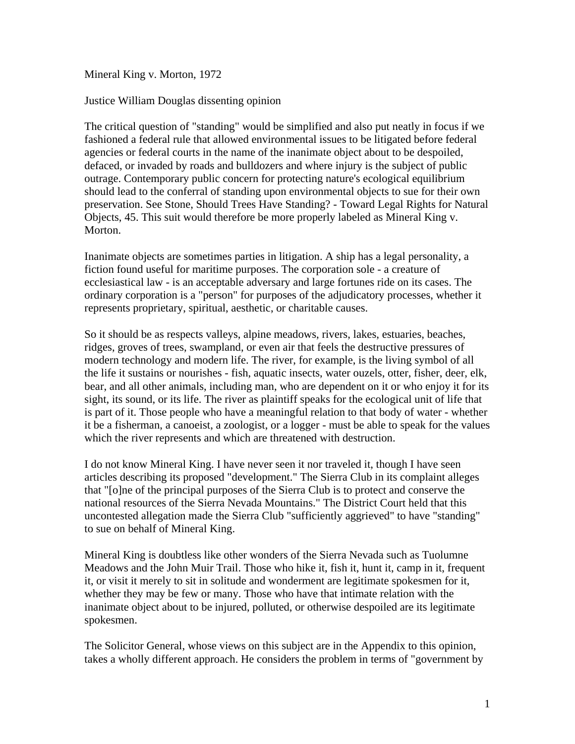Mineral King v. Morton, 1972

Justice William Douglas dissenting opinion

The critical question of "standing" would be simplified and also put neatly in focus if we fashioned a federal rule that allowed environmental issues to be litigated before federal agencies or federal courts in the name of the inanimate object about to be despoiled, defaced, or invaded by roads and bulldozers and where injury is the subject of public outrage. Contemporary public concern for protecting nature's ecological equilibrium should lead to the conferral of standing upon environmental objects to sue for their own preservation. See Stone, Should Trees Have Standing? - Toward Legal Rights for Natural Objects, 45. This suit would therefore be more properly labeled as Mineral King v. Morton.

Inanimate objects are sometimes parties in litigation. A ship has a legal personality, a fiction found useful for maritime purposes. The corporation sole - a creature of ecclesiastical law - is an acceptable adversary and large fortunes ride on its cases. The ordinary corporation is a "person" for purposes of the adjudicatory processes, whether it represents proprietary, spiritual, aesthetic, or charitable causes.

So it should be as respects valleys, alpine meadows, rivers, lakes, estuaries, beaches, ridges, groves of trees, swampland, or even air that feels the destructive pressures of modern technology and modern life. The river, for example, is the living symbol of all the life it sustains or nourishes - fish, aquatic insects, water ouzels, otter, fisher, deer, elk, bear, and all other animals, including man, who are dependent on it or who enjoy it for its sight, its sound, or its life. The river as plaintiff speaks for the ecological unit of life that is part of it. Those people who have a meaningful relation to that body of water - whether it be a fisherman, a canoeist, a zoologist, or a logger - must be able to speak for the values which the river represents and which are threatened with destruction.

I do not know Mineral King. I have never seen it nor traveled it, though I have seen articles describing its proposed "development." The Sierra Club in its complaint alleges that "[o]ne of the principal purposes of the Sierra Club is to protect and conserve the national resources of the Sierra Nevada Mountains." The District Court held that this uncontested allegation made the Sierra Club "sufficiently aggrieved" to have "standing" to sue on behalf of Mineral King.

Mineral King is doubtless like other wonders of the Sierra Nevada such as Tuolumne Meadows and the John Muir Trail. Those who hike it, fish it, hunt it, camp in it, frequent it, or visit it merely to sit in solitude and wonderment are legitimate spokesmen for it, whether they may be few or many. Those who have that intimate relation with the inanimate object about to be injured, polluted, or otherwise despoiled are its legitimate spokesmen.

The Solicitor General, whose views on this subject are in the Appendix to this opinion, takes a wholly different approach. He considers the problem in terms of "government by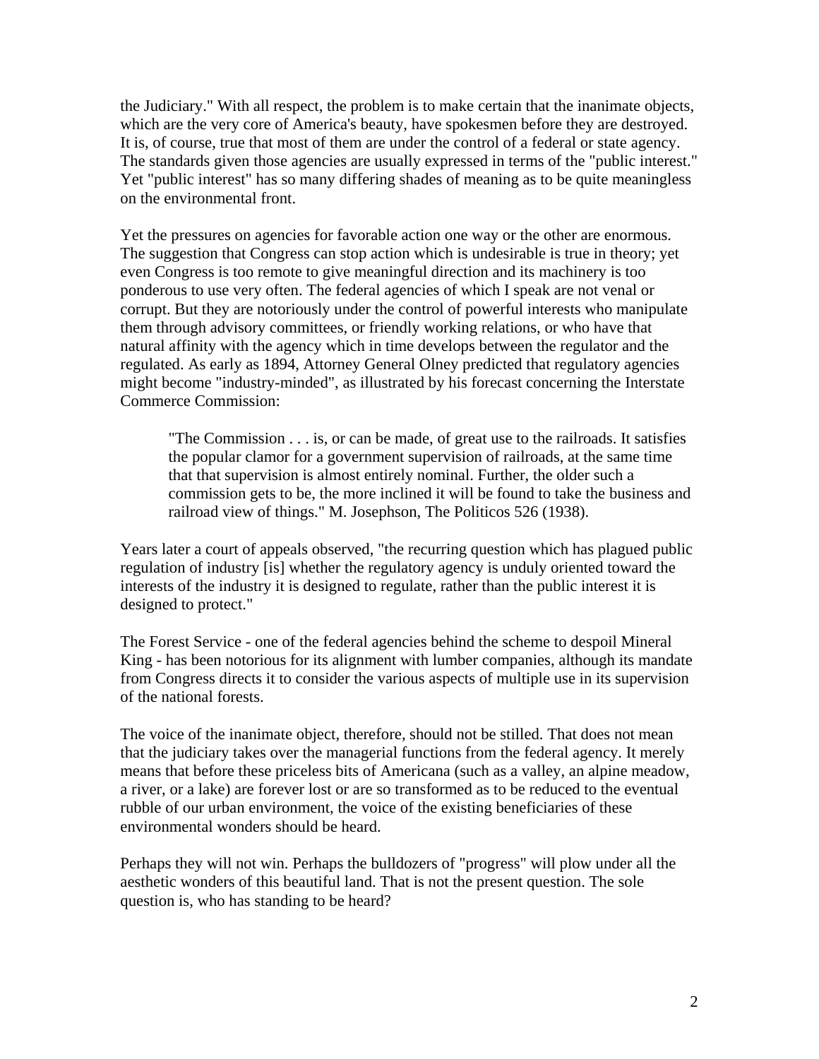the Judiciary." With all respect, the problem is to make certain that the inanimate objects, which are the very core of America's beauty, have spokesmen before they are destroyed. It is, of course, true that most of them are under the control of a federal or state agency. The standards given those agencies are usually expressed in terms of the "public interest." Yet "public interest" has so many differing shades of meaning as to be quite meaningless on the environmental front.

Yet the pressures on agencies for favorable action one way or the other are enormous. The suggestion that Congress can stop action which is undesirable is true in theory; yet even Congress is too remote to give meaningful direction and its machinery is too ponderous to use very often. The federal agencies of which I speak are not venal or corrupt. But they are notoriously under the control of powerful interests who manipulate them through advisory committees, or friendly working relations, or who have that natural affinity with the agency which in time develops between the regulator and the regulated. As early as 1894, Attorney General Olney predicted that regulatory agencies might become "industry-minded", as illustrated by his forecast concerning the Interstate Commerce Commission:

> "The Commission . . . is, or can be made, of great use to the railroads. It satisfies the popular clamor for a government supervision of railroads, at the same time that that supervision is almost entirely nominal. Further, the older such a commission gets to be, the more inclined it will be found to take the business and railroad view of things." M. Josephson, The Politicos 526 (1938).

Years later a court of appeals observed, "the recurring question which has plagued public regulation of industry [is] whether the regulatory agency is unduly oriented toward the interests of the industry it is designed to regulate, rather than the public interest it is designed to protect."

The Forest Service - one of the federal agencies behind the scheme to despoil Mineral King - has been notorious for its alignment with lumber companies, although its mandate from Congress directs it to consider the various aspects of multiple use in its supervision of the national forests.

The voice of the inanimate object, therefore, should not be stilled. That does not mean that the judiciary takes over the managerial functions from the federal agency. It merely means that before these priceless bits of Americana (such as a valley, an alpine meadow, a river, or a lake) are forever lost or are so transformed as to be reduced to the eventual rubble of our urban environment, the voice of the existing beneficiaries of these environmental wonders should be heard.

Perhaps they will not win. Perhaps the bulldozers of "progress" will plow under all the aesthetic wonders of this beautiful land. That is not the present question. The sole question is, who has standing to be heard?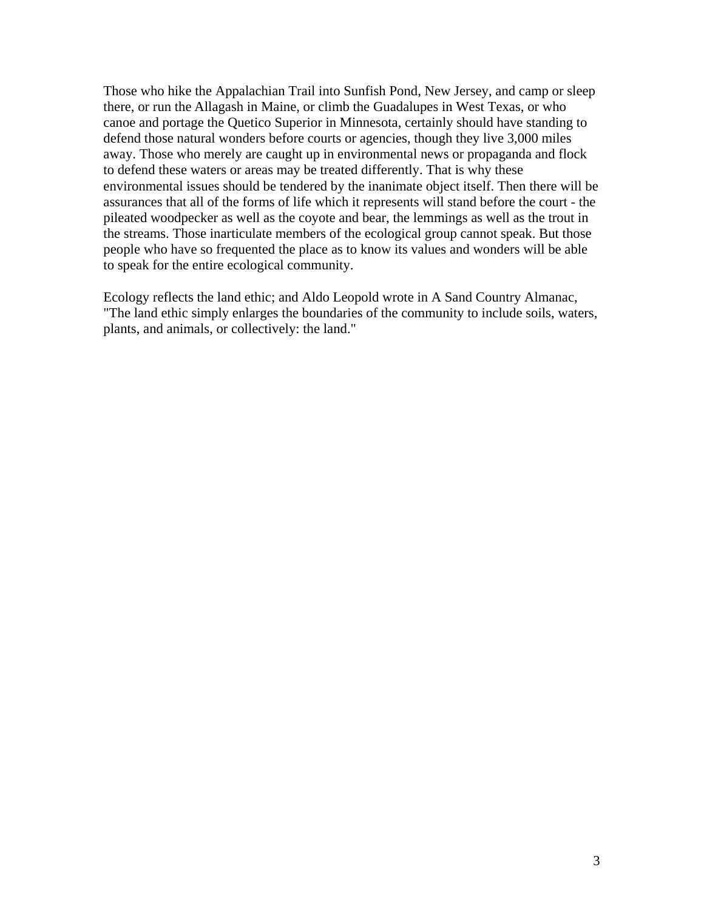Those who hike the Appalachian Trail into Sunfish Pond, New Jersey, and camp or sleep there, or run the Allagash in Maine, or climb the Guadalupes in West Texas, or who canoe and portage the Quetico Superior in Minnesota, certainly should have standing to defend those natural wonders before courts or agencies, though they live 3,000 miles away. Those who merely are caught up in environmental news or propaganda and flock to defend these waters or areas may be treated differently. That is why these environmental issues should be tendered by the inanimate object itself. Then there will be assurances that all of the forms of life which it represents will stand before the court - the pileated woodpecker as well as the coyote and bear, the lemmings as well as the trout in the streams. Those inarticulate members of the ecological group cannot speak. But those people who have so frequented the place as to know its values and wonders will be able to speak for the entire ecological community.

Ecology reflects the land ethic; and Aldo Leopold wrote in A Sand Country Almanac, "The land ethic simply enlarges the boundaries of the community to include soils, waters, plants, and animals, or collectively: the land."